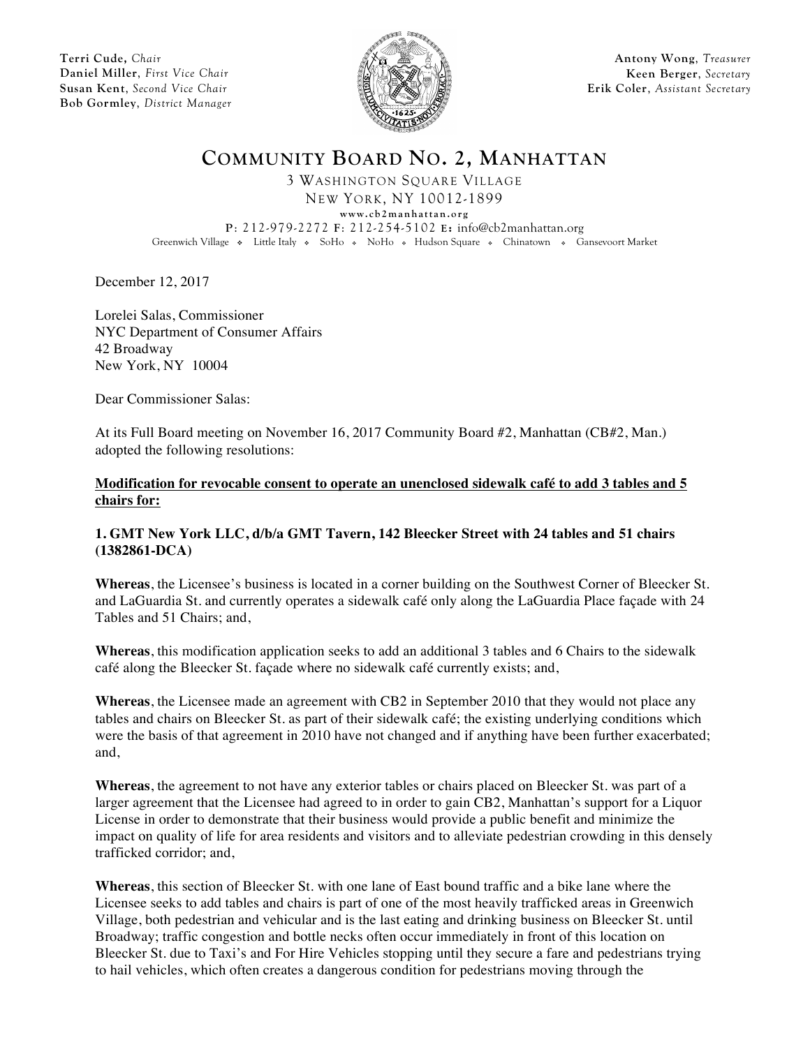**Terri Cude,** *Chair*
**Daniel Miller**, *First Vice Chair*
**Susan Kent**, *Second Vice Chair*
**Bob Gormley**, *District Manager*

**Antony Wong**, *Treasurer*
**Keen Berger**, *Secretary*
**Erik Coler**, *Assistant Secretary*

# COMMUNITY BOARD NO. 2, MANHATTAN

3 WASHINGTON SQUARE VILLAGE
NEW YORK, NY 10012-1899
www.cb2manhattan.org
P: 212-979-2272 F: 212-254-5102 E: info@cb2manhattan.org
Greenwich Village ❖ Little Italy ❖ SoHo ❖ NoHo ❖ Hudson Square ❖ Chinatown ❖ Gansevoort Market

December 12, 2017

Lorelei Salas, Commissioner
NYC Department of Consumer Affairs
42 Broadway
New York, NY 10004

Dear Commissioner Salas:

At its Full Board meeting on November 16, 2017 Community Board #2, Manhattan (CB#2, Man.) adopted the following resolutions:

**Modification for revocable consent to operate an unenclosed sidewalk café to add 3 tables and 5 chairs for:**

**1. GMT New York LLC, d/b/a GMT Tavern, 142 Bleecker Street with 24 tables and 51 chairs (1382861-DCA)**

**Whereas**, the Licensee's business is located in a corner building on the Southwest Corner of Bleecker St. and LaGuardia St. and currently operates a sidewalk café only along the LaGuardia Place façade with 24 Tables and 51 Chairs; and,

**Whereas**, this modification application seeks to add an additional 3 tables and 6 Chairs to the sidewalk café along the Bleecker St. façade where no sidewalk café currently exists; and,

**Whereas**, the Licensee made an agreement with CB2 in September 2010 that they would not place any tables and chairs on Bleecker St. as part of their sidewalk café; the existing underlying conditions which were the basis of that agreement in 2010 have not changed and if anything have been further exacerbated; and,

**Whereas**, the agreement to not have any exterior tables or chairs placed on Bleecker St. was part of a larger agreement that the Licensee had agreed to in order to gain CB2, Manhattan's support for a Liquor License in order to demonstrate that their business would provide a public benefit and minimize the impact on quality of life for area residents and visitors and to alleviate pedestrian crowding in this densely trafficked corridor; and,

**Whereas**, this section of Bleecker St. with one lane of East bound traffic and a bike lane where the Licensee seeks to add tables and chairs is part of one of the most heavily trafficked areas in Greenwich Village, both pedestrian and vehicular and is the last eating and drinking business on Bleecker St. until Broadway; traffic congestion and bottle necks often occur immediately in front of this location on Bleecker St. due to Taxi's and For Hire Vehicles stopping until they secure a fare and pedestrians trying to hail vehicles, which often creates a dangerous condition for pedestrians moving through the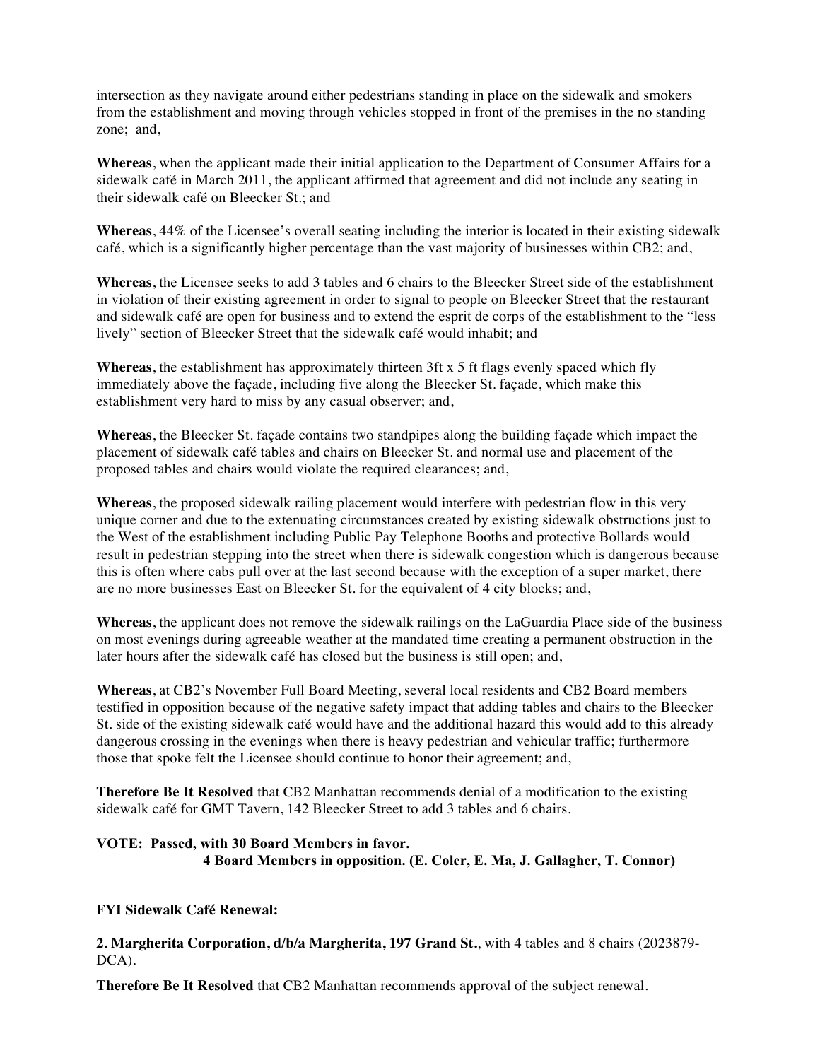intersection as they navigate around either pedestrians standing in place on the sidewalk and smokers from the establishment and moving through vehicles stopped in front of the premises in the no standing zone; and,

**Whereas**, when the applicant made their initial application to the Department of Consumer Affairs for a sidewalk café in March 2011, the applicant affirmed that agreement and did not include any seating in their sidewalk café on Bleecker St.; and

**Whereas**, 44% of the Licensee's overall seating including the interior is located in their existing sidewalk café, which is a significantly higher percentage than the vast majority of businesses within CB2; and,

**Whereas**, the Licensee seeks to add 3 tables and 6 chairs to the Bleecker Street side of the establishment in violation of their existing agreement in order to signal to people on Bleecker Street that the restaurant and sidewalk café are open for business and to extend the esprit de corps of the establishment to the "less lively" section of Bleecker Street that the sidewalk café would inhabit; and

**Whereas**, the establishment has approximately thirteen 3ft x 5 ft flags evenly spaced which fly immediately above the façade, including five along the Bleecker St. façade, which make this establishment very hard to miss by any casual observer; and,

**Whereas**, the Bleecker St. façade contains two standpipes along the building façade which impact the placement of sidewalk café tables and chairs on Bleecker St. and normal use and placement of the proposed tables and chairs would violate the required clearances; and,

**Whereas**, the proposed sidewalk railing placement would interfere with pedestrian flow in this very unique corner and due to the extenuating circumstances created by existing sidewalk obstructions just to the West of the establishment including Public Pay Telephone Booths and protective Bollards would result in pedestrian stepping into the street when there is sidewalk congestion which is dangerous because this is often where cabs pull over at the last second because with the exception of a super market, there are no more businesses East on Bleecker St. for the equivalent of 4 city blocks; and,

**Whereas**, the applicant does not remove the sidewalk railings on the LaGuardia Place side of the business on most evenings during agreeable weather at the mandated time creating a permanent obstruction in the later hours after the sidewalk café has closed but the business is still open; and,

**Whereas**, at CB2's November Full Board Meeting, several local residents and CB2 Board members testified in opposition because of the negative safety impact that adding tables and chairs to the Bleecker St. side of the existing sidewalk café would have and the additional hazard this would add to this already dangerous crossing in the evenings when there is heavy pedestrian and vehicular traffic; furthermore those that spoke felt the Licensee should continue to honor their agreement; and,

**Therefore Be It Resolved** that CB2 Manhattan recommends denial of a modification to the existing sidewalk café for GMT Tavern, 142 Bleecker Street to add 3 tables and 6 chairs.

**VOTE: Passed, with 30 Board Members in favor.**
**4 Board Members in opposition. (E. Coler, E. Ma, J. Gallagher, T. Connor)**

**<u>FYI Sidewalk Café Renewal:</u>**

**2. Margherita Corporation, d/b/a Margherita, 197 Grand St.**, with 4 tables and 8 chairs (2023879-DCA).

**Therefore Be It Resolved** that CB2 Manhattan recommends approval of the subject renewal.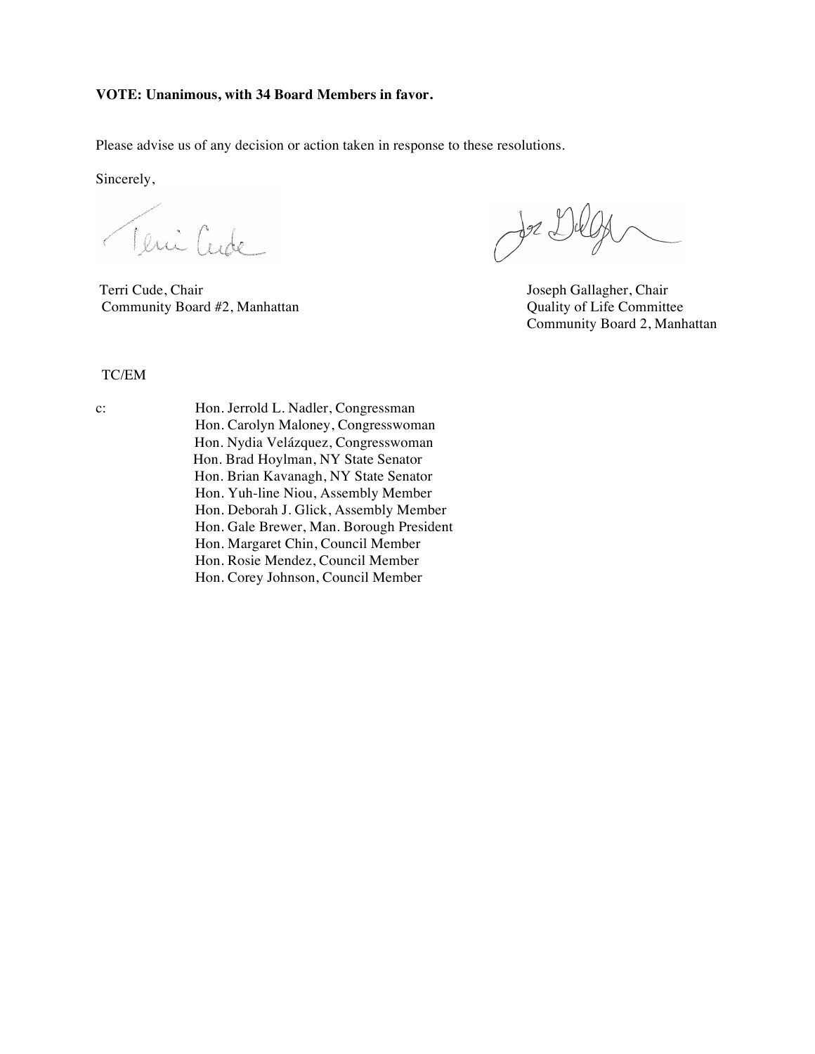**VOTE: Unanimous, with 34 Board Members in favor.**

Please advise us of any decision or action taken in response to these resolutions.

Sincerely,

Terri Cude, Chair
Community Board #2, Manhattan

Joseph Gallagher, Chair
Quality of Life Committee
Community Board 2, Manhattan

TC/EM

c: Hon. Jerrold L. Nadler, Congressman
Hon. Carolyn Maloney, Congresswoman
Hon. Nydia Velázquez, Congresswoman
Hon. Brad Hoylman, NY State Senator
Hon. Brian Kavanagh, NY State Senator
Hon. Yuh-line Niou, Assembly Member
Hon. Deborah J. Glick, Assembly Member
Hon. Gale Brewer, Man. Borough President
Hon. Margaret Chin, Council Member
Hon. Rosie Mendez, Council Member
Hon. Corey Johnson, Council Member